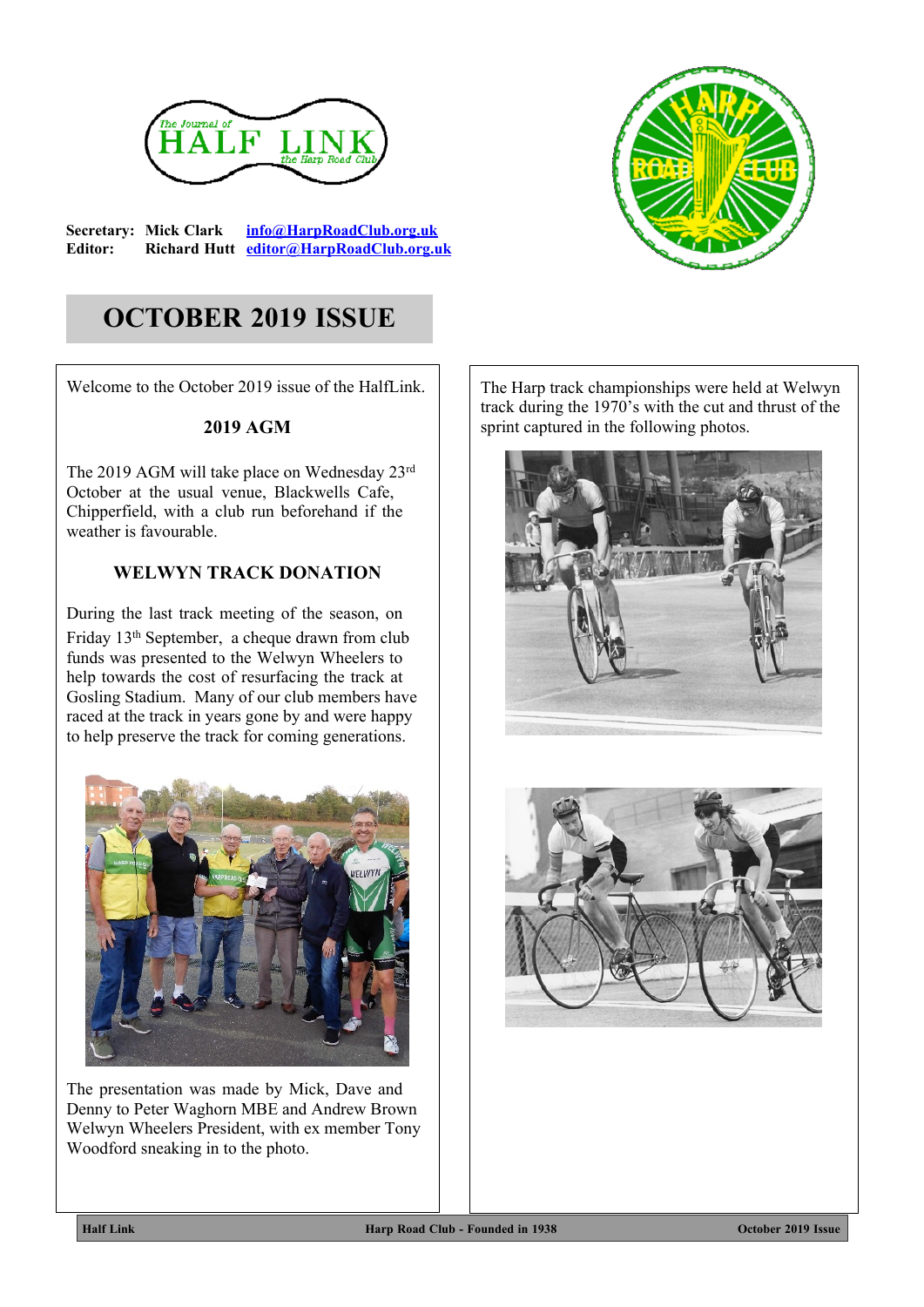The Journal of HALF LINK the Harp Road Club

**Secretary:** Mick Clark info@HarpRoadClub.org.uk
**Editor:** Richard Hutt editor@HarpRoadClub.org.uk

# OCTOBER 2019 ISSUE

Welcome to the October 2019 issue of the HalfLink.

## 2019 AGM

The 2019 AGM will take place on Wednesday 23rd October at the usual venue, Blackwells Cafe, Chipperfield, with a club run beforehand if the weather is favourable.

## WELWYN TRACK DONATION

During the last track meeting of the season, on Friday 13th September, a cheque drawn from club funds was presented to the Welwyn Wheelers to help towards the cost of resurfacing the track at Gosling Stadium. Many of our club members have raced at the track in years gone by and were happy to help preserve the track for coming generations.

The presentation was made by Mick, Dave and Denny to Peter Waghorn MBE and Andrew Brown Welwyn Wheelers President, with ex member Tony Woodford sneaking in to the photo.

The Harp track championships were held at Welwyn track during the 1970's with the cut and thrust of the sprint captured in the following photos.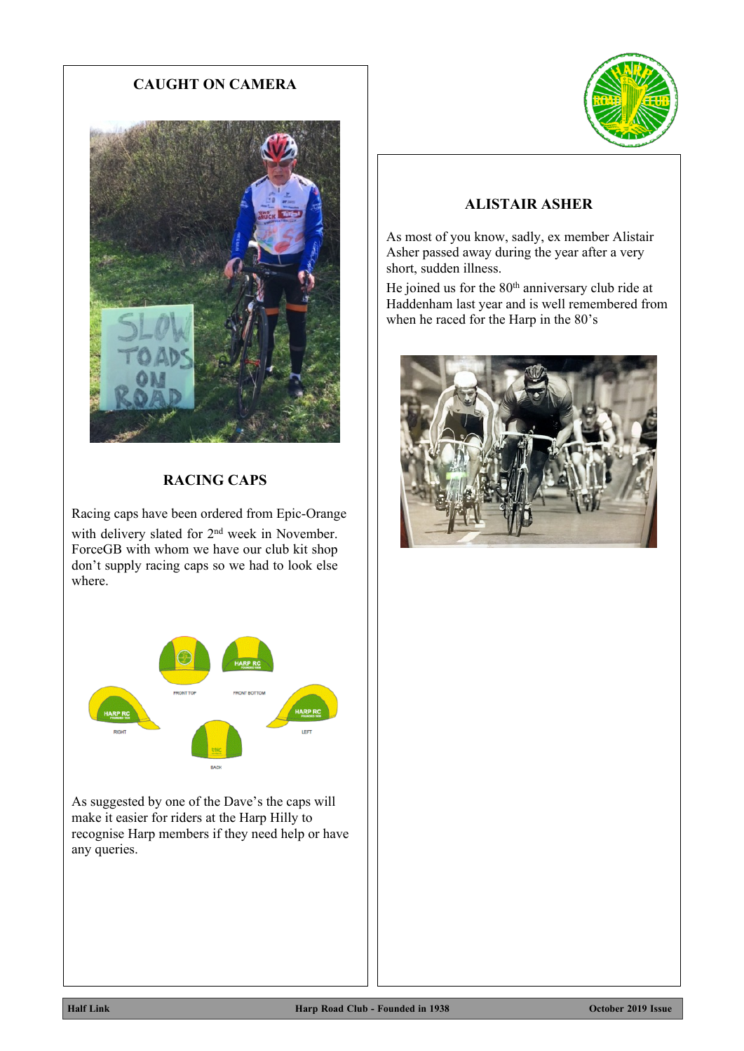## CAUGHT ON CAMERA

## RACING CAPS

Racing caps have been ordered from Epic-Orange with delivery slated for 2nd week in November. ForceGB with whom we have our club kit shop don't supply racing caps so we had to look else where.

As suggested by one of the Dave's the caps will make it easier for riders at the Harp Hilly to recognise Harp members if they need help or have any queries.

## ALISTAIR ASHER

As most of you know, sadly, ex member Alistair Asher passed away during the year after a very short, sudden illness.

He joined us for the 80th anniversary club ride at Haddenham last year and is well remembered from when he raced for the Harp in the 80's